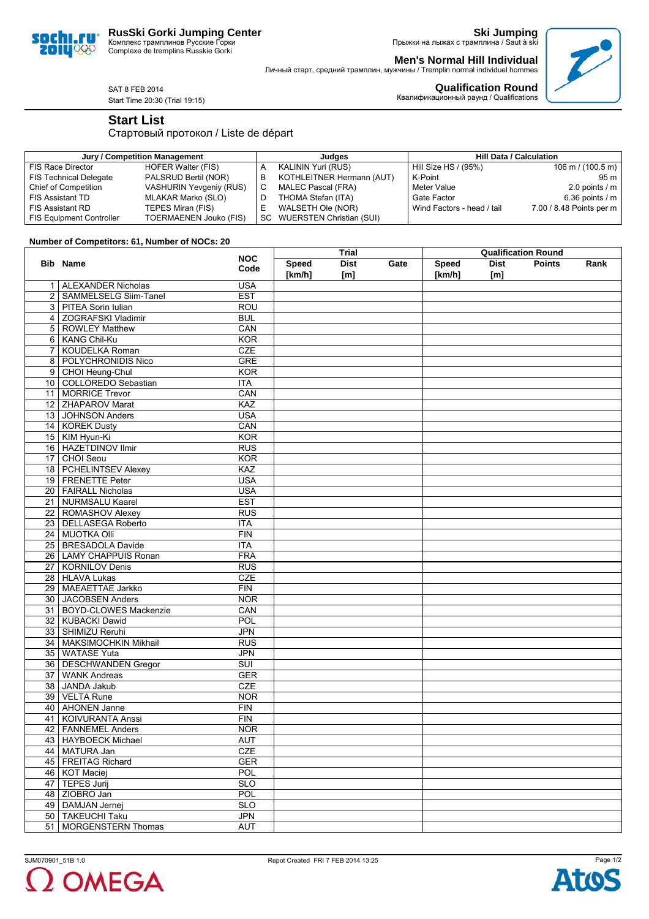# RusSki Gorki Jumping Center

Комплекс трамплинов Русские Горки
Complexe de tremplins Russkie Gorki

## Ski Jumping

Прыжки на лыжах с трамплина / Saut à ski

## Men's Normal Hill Individual

Личный старт, средний трамплин, мужчины / Tremplin normal individuel hommes

## Qualification Round

Квалификационный раунд / Qualifications

SAT 8 FEB 2014
Start Time 20:30 (Trial 19:15)

# Start List

Стартовый протокол / Liste de départ

| Jury / Competition Management | | Judges | | Hill Data / Calculation | |
|---|---|---|---|---|---|
| FIS Race Director | HOFER Walter (FIS) | A | KALININ Yuri (RUS) | Hill Size HS / (95%) | 106 m / (100.5 m) |
| FIS Technical Delegate | PALSRUD Bertil (NOR) | B | KOTHLEITNER Hermann (AUT) | K-Point | 95 m |
| Chief of Competition | VASHURIN Yevgeniy (RUS) | C | MALEC Pascal (FRA) | Meter Value | 2.0 points / m |
| FIS Assistant TD | MLAKAR Marko (SLO) | D | THOMA Stefan (ITA) | Gate Factor | 6.36 points / m |
| FIS Assistant RD | TEPES Miran (FIS) | E | WALSETH Ole (NOR) | Wind Factors - head / tail | 7.00 / 8.48 Points per m |
| FIS Equipment Controller | TOERMAENEN Jouko (FIS) | SC | WUERSTEN Christian (SUI) | | |

**Number of Competitors: 61, Number of NOCs: 20**

| Bib | Name | NOC Code | Trial | | | Qualification Round | | | |
|---|---|---|---|---|---|---|---|---|---|
| | | | Speed [km/h] | Dist [m] | Gate | Speed [km/h] | Dist [m] | Points | Rank |
| 1 | ALEXANDER Nicholas | USA | | | | | | | |
| 2 | SAMMELSELG Siim-Tanel | EST | | | | | | | |
| 3 | PITEA Sorin Iulian | ROU | | | | | | | |
| 4 | ZOGRAFSKI Vladimir | BUL | | | | | | | |
| 5 | ROWLEY Matthew | CAN | | | | | | | |
| 6 | KANG Chil-Ku | KOR | | | | | | | |
| 7 | KOUDELKA Roman | CZE | | | | | | | |
| 8 | POLYCHRONIDIS Nico | GRE | | | | | | | |
| 9 | CHOI Heung-Chul | KOR | | | | | | | |
| 10 | COLLOREDO Sebastian | ITA | | | | | | | |
| 11 | MORRICE Trevor | CAN | | | | | | | |
| 12 | ZHAPAROV Marat | KAZ | | | | | | | |
| 13 | JOHNSON Anders | USA | | | | | | | |
| 14 | KOREK Dusty | CAN | | | | | | | |
| 15 | KIM Hyun-Ki | KOR | | | | | | | |
| 16 | HAZETDINOV Ilmir | RUS | | | | | | | |
| 17 | CHOI Seou | KOR | | | | | | | |
| 18 | PCHELINTSEV Alexey | KAZ | | | | | | | |
| 19 | FRENETTE Peter | USA | | | | | | | |
| 20 | FAIRALL Nicholas | USA | | | | | | | |
| 21 | NURMSALU Kaarel | EST | | | | | | | |
| 22 | ROMASHOV Alexey | RUS | | | | | | | |
| 23 | DELLASEGA Roberto | ITA | | | | | | | |
| 24 | MUOTKA Olli | FIN | | | | | | | |
| 25 | BRESADOLA Davide | ITA | | | | | | | |
| 26 | LAMY CHAPPUIS Ronan | FRA | | | | | | | |
| 27 | KORNILOV Denis | RUS | | | | | | | |
| 28 | HLAVA Lukas | CZE | | | | | | | |
| 29 | MAEAETTAE Jarkko | FIN | | | | | | | |
| 30 | JACOBSEN Anders | NOR | | | | | | | |
| 31 | BOYD-CLOWES Mackenzie | CAN | | | | | | | |
| 32 | KUBACKI Dawid | POL | | | | | | | |
| 33 | SHIMIZU Reruhi | JPN | | | | | | | |
| 34 | MAKSIMOCHKIN Mikhail | RUS | | | | | | | |
| 35 | WATASE Yuta | JPN | | | | | | | |
| 36 | DESCHWANDEN Gregor | SUI | | | | | | | |
| 37 | WANK Andreas | GER | | | | | | | |
| 38 | JANDA Jakub | CZE | | | | | | | |
| 39 | VELTA Rune | NOR | | | | | | | |
| 40 | AHONEN Janne | FIN | | | | | | | |
| 41 | KOIVURANTA Anssi | FIN | | | | | | | |
| 42 | FANNEMEL Anders | NOR | | | | | | | |
| 43 | HAYBOECK Michael | AUT | | | | | | | |
| 44 | MATURA Jan | CZE | | | | | | | |
| 45 | FREITAG Richard | GER | | | | | | | |
| 46 | KOT Maciej | POL | | | | | | | |
| 47 | TEPES Jurij | SLO | | | | | | | |
| 48 | ZIOBRO Jan | POL | | | | | | | |
| 49 | DAMJAN Jernej | SLO | | | | | | | |
| 50 | TAKEUCHI Taku | JPN | | | | | | | |
| 51 | MORGENSTERN Thomas | AUT | | | | | | | |

SJM070901_51B 1.0 Repot Created FRI 7 FEB 2014 13:25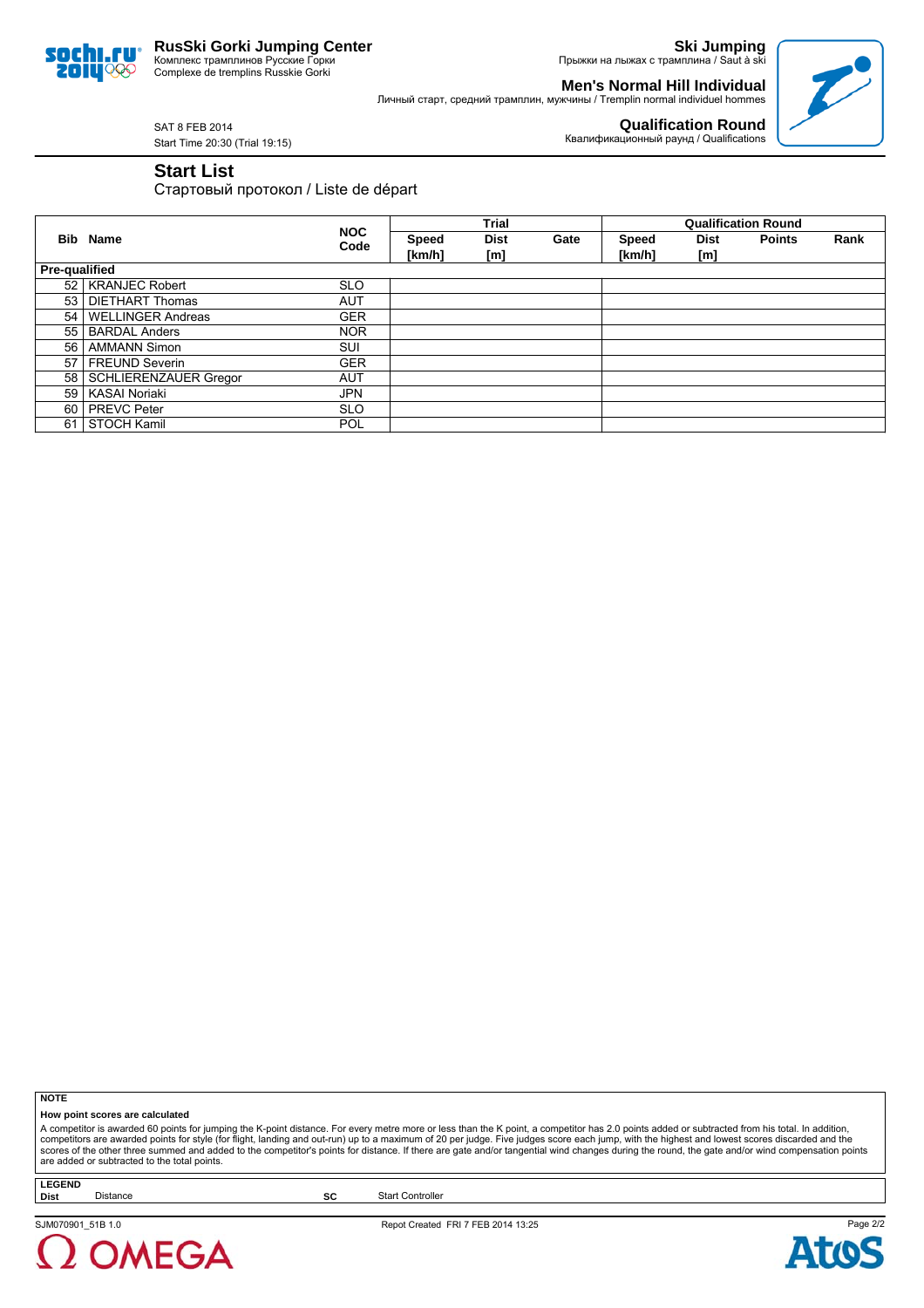**RusSki Gorki Jumping Center**
Комплекс трамплинов Русские Горки
Complexe de tremplins Russkie Gorki

**Ski Jumping**
Прыжки на лыжах с трамплина / Saut à ski

**Men's Normal Hill Individual**
Личный старт, средний трамплин, мужчины / Tremplin normal individuel hommes

SAT 8 FEB 2014
Start Time 20:30 (Trial 19:15)

**Qualification Round**
Квалификационный раунд / Qualifications

## Start List

Стартовый протокол / Liste de départ

| Bib | Name | NOC Code | Trial | | | Qualification Round | | | |
|---|---|---|---|---|---|---|---|---|---|
| | | | Speed [km/h] | Dist [m] | Gate | Speed [km/h] | Dist [m] | Points | Rank |
| **Pre-qualified** | | | | | | | | | |
| 52 | KRANJEC Robert | SLO | | | | | | | |
| 53 | DIETHART Thomas | AUT | | | | | | | |
| 54 | WELLINGER Andreas | GER | | | | | | | |
| 55 | BARDAL Anders | NOR | | | | | | | |
| 56 | AMMANN Simon | SUI | | | | | | | |
| 57 | FREUND Severin | GER | | | | | | | |
| 58 | SCHLIERENZAUER Gregor | AUT | | | | | | | |
| 59 | KASAI Noriaki | JPN | | | | | | | |
| 60 | PREVC Peter | SLO | | | | | | | |
| 61 | STOCH Kamil | POL | | | | | | | |

**NOTE**

**How point scores are calculated**

A competitor is awarded 60 points for jumping the K-point distance. For every metre more or less than the K point, a competitor has 2.0 points added or subtracted from his total. In addition, competitors are awarded points for style (for flight, landing and out-run) up to a maximum of 20 per judge. Five judges score each jump, with the highest and lowest scores discarded and the scores of the other three summed and added to the competitor's points for distance. If there are gate and/or tangential wind changes during the round, the gate and/or wind compensation points are added or subtracted to the total points.

**LEGEND**

**Dist** Distance **SC** Start Controller

SJM070901_51B 1.0 Repot Created FRI 7 FEB 2014 13:25